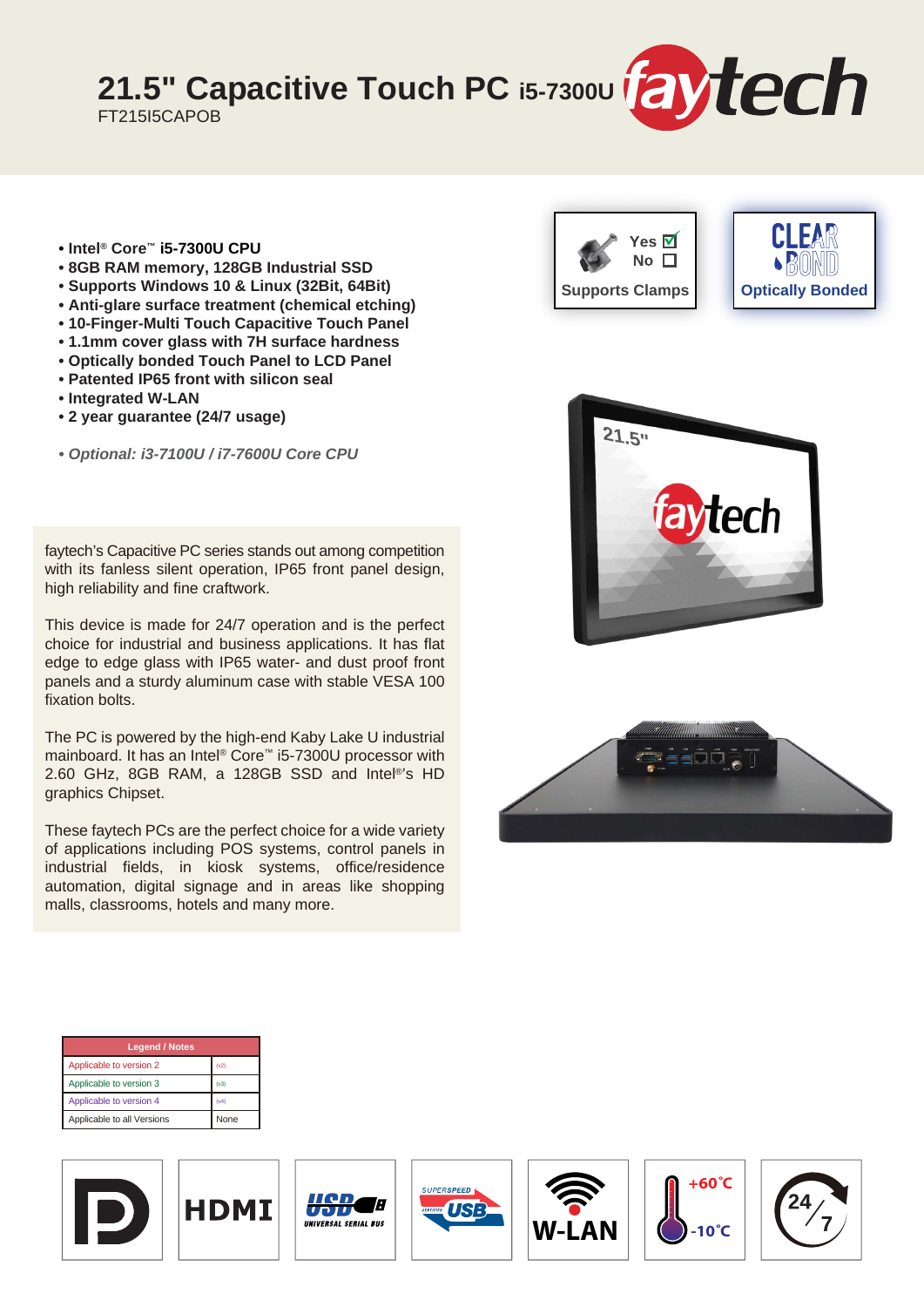# 21.5" Capacitive Touch PC i5-7300U

FT215I5CAPOB

- Intel® Core™ i5-7300U CPU
- 8GB RAM memory, 128GB Industrial SSD
- Supports Windows 10 & Linux (32Bit, 64Bit)
- Anti-glare surface treatment (chemical etching)
- 10-Finger-Multi Touch Capacitive Touch Panel
- 1.1mm cover glass with 7H surface hardness
- Optically bonded Touch Panel to LCD Panel
- Patented IP65 front with silicon seal
- Integrated W-LAN
- 2 year guarantee (24/7 usage)

*• Optional: i3-7100U / i7-7600U Core CPU*

Supports Clamps: Yes ☑ No ☐

Optically Bonded

faytech's Capacitive PC series stands out among competition with its fanless silent operation, IP65 front panel design, high reliability and fine craftwork.

This device is made for 24/7 operation and is the perfect choice for industrial and business applications. It has flat edge to edge glass with IP65 water- and dust proof front panels and a sturdy aluminum case with stable VESA 100 fixation bolts.

The PC is powered by the high-end Kaby Lake U industrial mainboard. It has an Intel® Core™ i5-7300U processor with 2.60 GHz, 8GB RAM, a 128GB SSD and Intel®'s HD graphics Chipset.

These faytech PCs are the perfect choice for a wide variety of applications including POS systems, control panels in industrial fields, in kiosk systems, office/residence automation, digital signage and in areas like shopping malls, classrooms, hotels and many more.

| Legend / Notes | |
|---|---|
| Applicable to version 2 | (v2) |
| Applicable to version 3 | (v3) |
| Applicable to version 4 | (v4) |
| Applicable to all Versions | None |

HDMI | USB | W-LAN | +60°C / -10°C | 24/7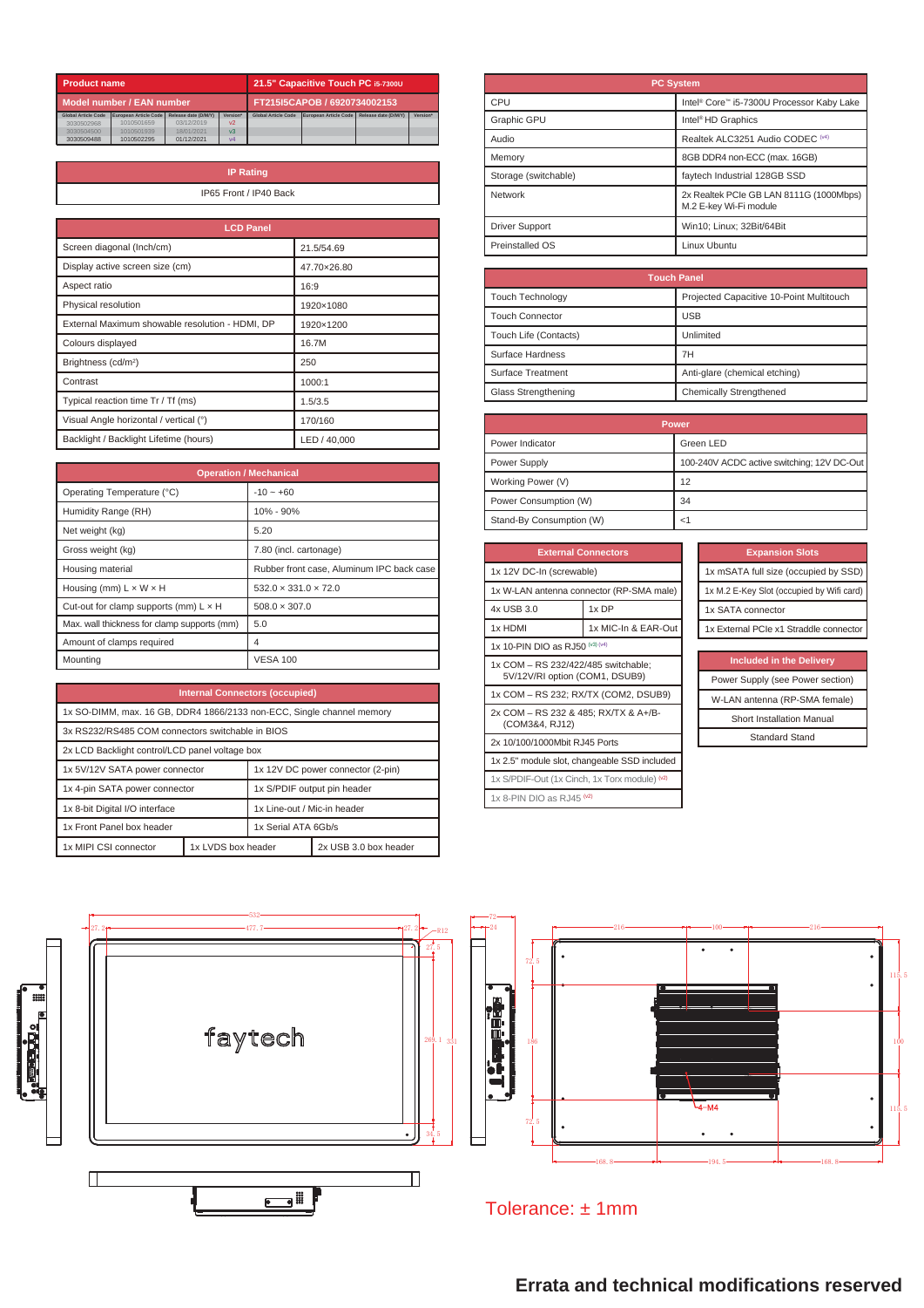| Product name | 21.5" Capacitive Touch PC i5-7300U |
|---|---|
| Model number / EAN number | FT215I5CAPOB / 6920734002153 |

| Global Article Code | European Article Code | Release date (D/M/Y) | Version* | Global Article Code | European Article Code | Release date (D/M/Y) | Version* |
|---|---|---|---|---|---|---|---|
| 3030502968 | 1010501659 | 03/12/2019 | v2 | | | | |
| 3030504500 | 1010501939 | 18/01/2021 | v3 | | | | |
| 3030509488 | 1010502295 | 01/12/2021 | v4 | | | | |

| IP Rating |
|---|
| IP65 Front / IP40 Back |

| LCD Panel | |
|---|---|
| Screen diagonal (Inch/cm) | 21.5/54.69 |
| Display active screen size (cm) | 47.70×26.80 |
| Aspect ratio | 16:9 |
| Physical resolution | 1920×1080 |
| External Maximum showable resolution - HDMI, DP | 1920×1200 |
| Colours displayed | 16.7M |
| Brightness (cd/m²) | 250 |
| Contrast | 1000:1 |
| Typical reaction time Tr / Tf (ms) | 1.5/3.5 |
| Visual Angle horizontal / vertical (°) | 170/160 |
| Backlight / Backlight Lifetime (hours) | LED / 40,000 |

| Operation / Mechanical | |
|---|---|
| Operating Temperature (°C) | -10 ~ +60 |
| Humidity Range (RH) | 10% - 90% |
| Net weight (kg) | 5.20 |
| Gross weight (kg) | 7.80 (incl. cartonage) |
| Housing material | Rubber front case, Aluminum IPC back case |
| Housing (mm) L × W × H | 532.0 × 331.0 × 72.0 |
| Cut-out for clamp supports (mm) L × H | 508.0 × 307.0 |
| Max. wall thickness for clamp supports (mm) | 5.0 |
| Amount of clamps required | 4 |
| Mounting | VESA 100 |

| Internal Connectors (occupied) | | |
|---|---|---|
| 1x SO-DIMM, max. 16 GB, DDR4 1866/2133 non-ECC, Single channel memory | | |
| 3x RS232/RS485 COM connectors switchable in BIOS | | |
| 2x LCD Backlight control/LCD panel voltage box | | |
| 1x 5V/12V SATA power connector | 1x 12V DC power connector (2-pin) | |
| 1x 4-pin SATA power connector | 1x S/PDIF output pin header | |
| 1x 8-bit Digital I/O interface | 1x Line-out / Mic-in header | |
| 1x Front Panel box header | 1x Serial ATA 6Gb/s | |
| 1x MIPI CSI connector | 1x LVDS box header | 2x USB 3.0 box header |

| PC System | |
|---|---|
| CPU | Intel® Core™ i5-7300U Processor Kaby Lake |
| Graphic GPU | Intel® HD Graphics |
| Audio | Realtek ALC3251 Audio CODEC (v4) |
| Memory | 8GB DDR4 non-ECC (max. 16GB) |
| Storage (switchable) | faytech Industrial 128GB SSD |
| Network | 2x Realtek PCIe GB LAN 8111G (1000Mbps) M.2 E-key Wi-Fi module |
| Driver Support | Win10; Linux; 32Bit/64Bit |
| Preinstalled OS | Linux Ubuntu |

| Touch Panel | |
|---|---|
| Touch Technology | Projected Capacitive 10-Point Multitouch |
| Touch Connector | USB |
| Touch Life (Contacts) | Unlimited |
| Surface Hardness | 7H |
| Surface Treatment | Anti-glare (chemical etching) |
| Glass Strengthening | Chemically Strengthened |

| Power | |
|---|---|
| Power Indicator | Green LED |
| Power Supply | 100-240V ACDC active switching; 12V DC-Out |
| Working Power (V) | 12 |
| Power Consumption (W) | 34 |
| Stand-By Consumption (W) | <1 |

| External Connectors | |
|---|---|
| 1x 12V DC-In (screwable) | |
| 1x W-LAN antenna connector (RP-SMA male) | |
| 4x USB 3.0 | 1x DP |
| 1x HDMI | 1x MIC-In & EAR-Out |
| 1x 10-PIN DIO as RJ50 (v3) (v4) | |
| 1x COM – RS 232/422/485 switchable; 5V/12V/RI option (COM1, DSUB9) | |
| 1x COM – RS 232; RX/TX (COM2, DSUB9) | |
| 2x COM – RS 232 & 485; RX/TX & A+/B- (COM3&4, RJ12) | |
| 2x 10/100/1000Mbit RJ45 Ports | |
| 1x 2.5" module slot, changeable SSD included | |
| 1x S/PDIF-Out (1x Cinch, 1x Torx module) (v2) | |
| 1x 8-PIN DIO as RJ45 (v2) | |

| Expansion Slots |
|---|
| 1x mSATA full size (occupied by SSD) |
| 1x M.2 E-Key Slot (occupied by Wifi card) |
| 1x SATA connector |
| 1x External PCIe x1 Straddle connector |

| Included in the Delivery |
|---|
| Power Supply (see Power section) |
| W-LAN antenna (RP-SMA female) |
| Short Installation Manual |
| Standard Stand |

Tolerance: ± 1mm

**Errata and technical modifications reserved**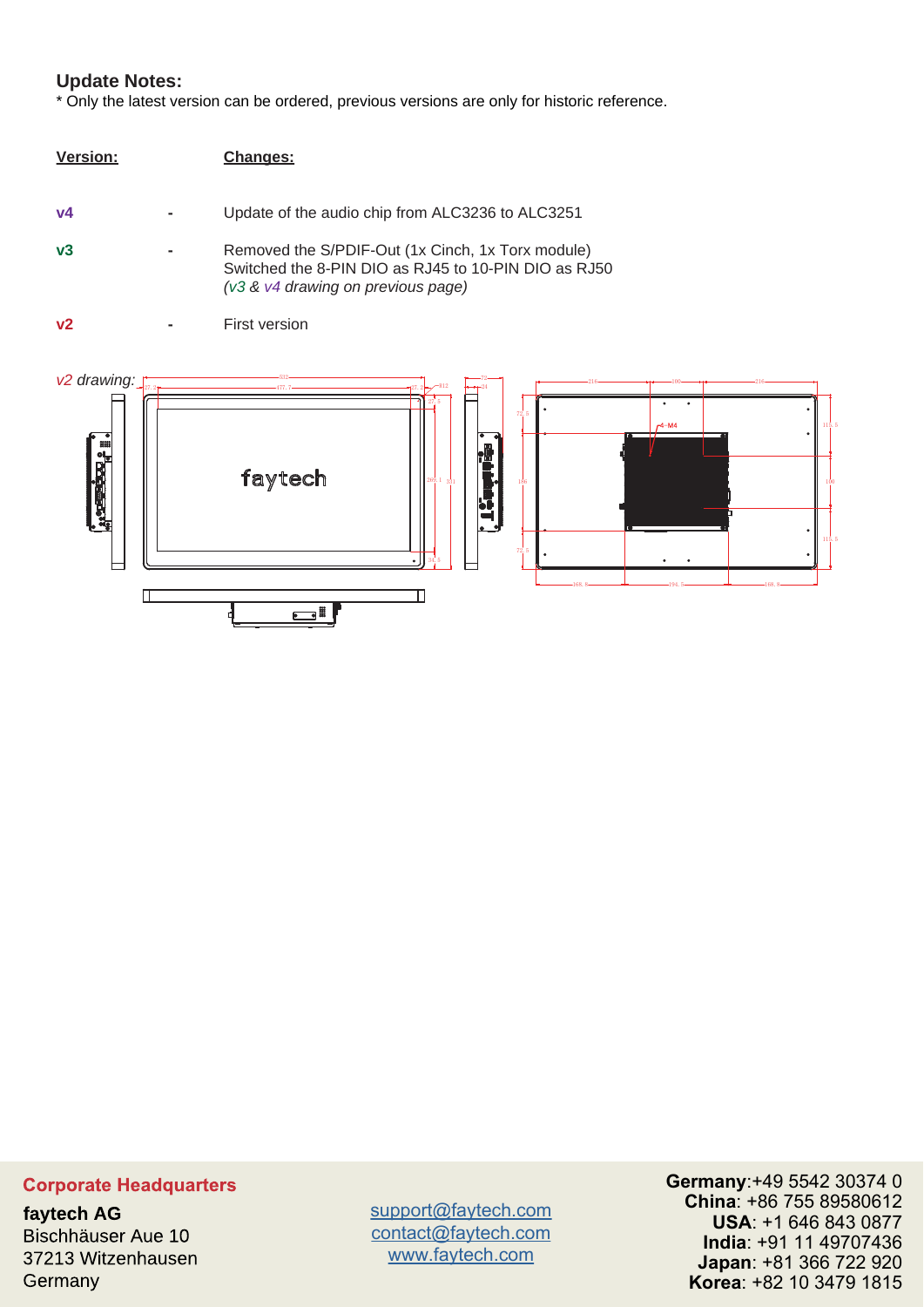## Update Notes:

* Only the latest version can be ordered, previous versions are only for historic reference.

| Version: | | Changes: |
|---|---|---|
| v4 | - | Update of the audio chip from ALC3236 to ALC3251 |
| v3 | - | Removed the S/PDIF-Out (1x Cinch, 1x Torx module)<br>Switched the 8-PIN DIO as RJ45 to 10-PIN DIO as RJ50<br>*(v3 & v4 drawing on previous page)* |
| v2 | - | First version |

*v2 drawing:*

faytech

4-M4

**Corporate Headquarters**

**faytech AG**
Bischhäuser Aue 10
37213 Witzenhausen
Germany

support@faytech.com
contact@faytech.com
www.faytech.com

**Germany**:+49 5542 30374 0
**China**: +86 755 89580612
**USA**: +1 646 843 0877
**India**: +91 11 49707436
**Japan**: +81 366 722 920
**Korea**: +82 10 3479 1815